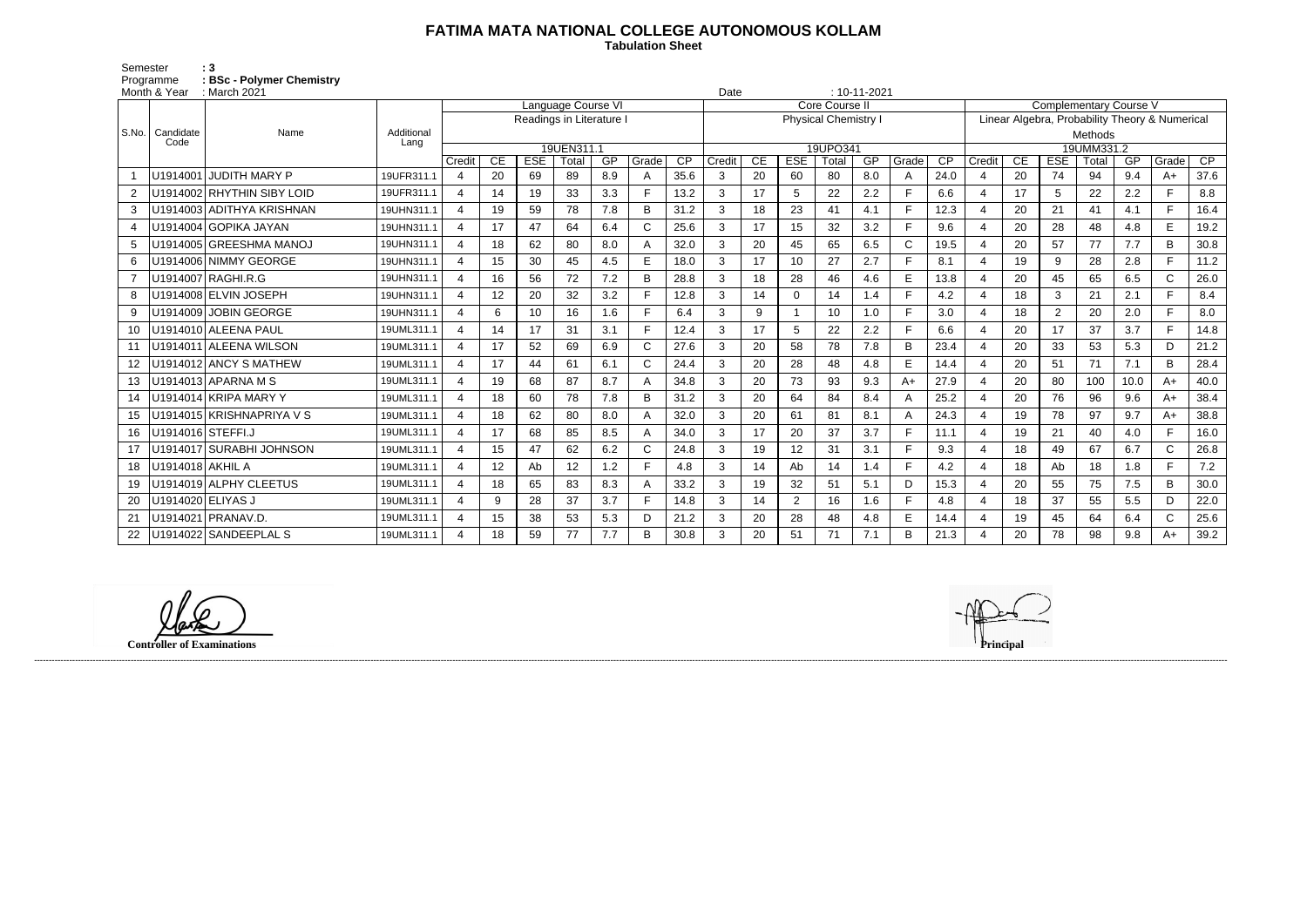# FATIMA MATA NATIONAL COLLEGE AUTONOMOUS KOLLAM

**Tabulation Sheet**

Semester : 3
Programme : BSc - Polymer Chemistry
Month & Year : March 2021 Date : 10-11-2021

| S.No. | Candidate Code | Name | Additional Lang | Language Course VI | | | | | | | Core Course II | | | | | | | Complementary Course V | | | | | | |
|---|---|---|---|---|---|---|---|---|---|---|---|---|---|---|---|---|---|---|---|---|---|---|---|---|
| | | | | Readings in Literature I | | | | | | | Physical Chemistry I | | | | | | | Linear Algebra, Probability Theory & Numerical Methods | | | | | | |
| | | | | 19UEN311.1 | | | | | | | 19UPO341 | | | | | | | 19UMM331.2 | | | | | | |
| | | | | Credit | CE | ESE | Total | GP | Grade | CP | Credit | CE | ESE | Total | GP | Grade | CP | Credit | CE | ESE | Total | GP | Grade | CP |
| 1 | U1914001 | JUDITH MARY P | 19UFR311.1 | 4 | 20 | 69 | 89 | 8.9 | A | 35.6 | 3 | 20 | 60 | 80 | 8.0 | A | 24.0 | 4 | 20 | 74 | 94 | 9.4 | A+ | 37.6 |
| 2 | U1914002 | RHYTHIN SIBY LOID | 19UFR311.1 | 4 | 14 | 19 | 33 | 3.3 | F | 13.2 | 3 | 17 | 5 | 22 | 2.2 | F | 6.6 | 4 | 17 | 5 | 22 | 2.2 | F | 8.8 |
| 3 | U1914003 | ADITHYA KRISHNAN | 19UHN311.1 | 4 | 19 | 59 | 78 | 7.8 | B | 31.2 | 3 | 18 | 23 | 41 | 4.1 | F | 12.3 | 4 | 20 | 21 | 41 | 4.1 | F | 16.4 |
| 4 | U1914004 | GOPIKA JAYAN | 19UHN311.1 | 4 | 17 | 47 | 64 | 6.4 | C | 25.6 | 3 | 17 | 15 | 32 | 3.2 | F | 9.6 | 4 | 20 | 28 | 48 | 4.8 | E | 19.2 |
| 5 | U1914005 | GREESHMA MANOJ | 19UHN311.1 | 4 | 18 | 62 | 80 | 8.0 | A | 32.0 | 3 | 20 | 45 | 65 | 6.5 | C | 19.5 | 4 | 20 | 57 | 77 | 7.7 | B | 30.8 |
| 6 | U1914006 | NIMMY GEORGE | 19UHN311.1 | 4 | 15 | 30 | 45 | 4.5 | E | 18.0 | 3 | 17 | 10 | 27 | 2.7 | F | 8.1 | 4 | 19 | 9 | 28 | 2.8 | F | 11.2 |
| 7 | U1914007 | RAGHI.R.G | 19UHN311.1 | 4 | 16 | 56 | 72 | 7.2 | B | 28.8 | 3 | 18 | 28 | 46 | 4.6 | E | 13.8 | 4 | 20 | 45 | 65 | 6.5 | C | 26.0 |
| 8 | U1914008 | ELVIN JOSEPH | 19UHN311.1 | 4 | 12 | 20 | 32 | 3.2 | F | 12.8 | 3 | 14 | 0 | 14 | 1.4 | F | 4.2 | 4 | 18 | 3 | 21 | 2.1 | F | 8.4 |
| 9 | U1914009 | JOBIN GEORGE | 19UHN311.1 | 4 | 6 | 10 | 16 | 1.6 | F | 6.4 | 3 | 9 | 1 | 10 | 1.0 | F | 3.0 | 4 | 18 | 2 | 20 | 2.0 | F | 8.0 |
| 10 | U1914010 | ALEENA PAUL | 19UML311.1 | 4 | 14 | 17 | 31 | 3.1 | F | 12.4 | 3 | 17 | 5 | 22 | 2.2 | F | 6.6 | 4 | 20 | 17 | 37 | 3.7 | F | 14.8 |
| 11 | U1914011 | ALEENA WILSON | 19UML311.1 | 4 | 17 | 52 | 69 | 6.9 | C | 27.6 | 3 | 20 | 58 | 78 | 7.8 | B | 23.4 | 4 | 20 | 33 | 53 | 5.3 | D | 21.2 |
| 12 | U1914012 | ANCY S MATHEW | 19UML311.1 | 4 | 17 | 44 | 61 | 6.1 | C | 24.4 | 3 | 20 | 28 | 48 | 4.8 | E | 14.4 | 4 | 20 | 51 | 71 | 7.1 | B | 28.4 |
| 13 | U1914013 | APARNA M S | 19UML311.1 | 4 | 19 | 68 | 87 | 8.7 | A | 34.8 | 3 | 20 | 73 | 93 | 9.3 | A+ | 27.9 | 4 | 20 | 80 | 100 | 10.0 | A+ | 40.0 |
| 14 | U1914014 | KRIPA MARY Y | 19UML311.1 | 4 | 18 | 60 | 78 | 7.8 | B | 31.2 | 3 | 20 | 64 | 84 | 8.4 | A | 25.2 | 4 | 20 | 76 | 96 | 9.6 | A+ | 38.4 |
| 15 | U1914015 | KRISHNAPRIYA V S | 19UML311.1 | 4 | 18 | 62 | 80 | 8.0 | A | 32.0 | 3 | 20 | 61 | 81 | 8.1 | A | 24.3 | 4 | 19 | 78 | 97 | 9.7 | A+ | 38.8 |
| 16 | U1914016 | STEFFI.J | 19UML311.1 | 4 | 17 | 68 | 85 | 8.5 | A | 34.0 | 3 | 17 | 20 | 37 | 3.7 | F | 11.1 | 4 | 19 | 21 | 40 | 4.0 | F | 16.0 |
| 17 | U1914017 | SURABHI JOHNSON | 19UML311.1 | 4 | 15 | 47 | 62 | 6.2 | C | 24.8 | 3 | 19 | 12 | 31 | 3.1 | F | 9.3 | 4 | 18 | 49 | 67 | 6.7 | C | 26.8 |
| 18 | U1914018 | AKHIL A | 19UML311.1 | 4 | 12 | Ab | 12 | 1.2 | F | 4.8 | 3 | 14 | Ab | 14 | 1.4 | F | 4.2 | 4 | 18 | Ab | 18 | 1.8 | F | 7.2 |
| 19 | U1914019 | ALPHY CLEETUS | 19UML311.1 | 4 | 18 | 65 | 83 | 8.3 | A | 33.2 | 3 | 19 | 32 | 51 | 5.1 | D | 15.3 | 4 | 20 | 55 | 75 | 7.5 | B | 30.0 |
| 20 | U1914020 | ELIYAS J | 19UML311.1 | 4 | 9 | 28 | 37 | 3.7 | F | 14.8 | 3 | 14 | 2 | 16 | 1.6 | F | 4.8 | 4 | 18 | 37 | 55 | 5.5 | D | 22.0 |
| 21 | U1914021 | PRANAV.D. | 19UML311.1 | 4 | 15 | 38 | 53 | 5.3 | D | 21.2 | 3 | 20 | 28 | 48 | 4.8 | E | 14.4 | 4 | 19 | 45 | 64 | 6.4 | C | 25.6 |
| 22 | U1914022 | SANDEEPLAL S | 19UML311.1 | 4 | 18 | 59 | 77 | 7.7 | B | 30.8 | 3 | 20 | 51 | 71 | 7.1 | B | 21.3 | 4 | 20 | 78 | 98 | 9.8 | A+ | 39.2 |

**Controller of Examinations**

**Principal**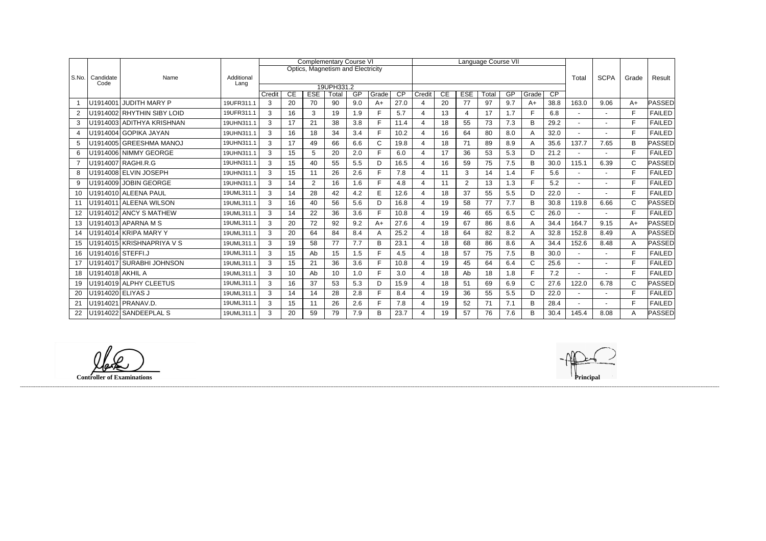| S.No. | Candidate Code | Name | Additional Lang | Complementary Course VI Optics, Magnetism and Electricity 19UPH331.2 | | | | | | | Language Course VII | | | | | | | Total | SCPA | Grade | Result |
|---|---|---|---|---|---|---|---|---|---|---|---|---|---|---|---|---|---|---|---|---|---|
| | | | | Credit | CE | ESE | Total | GP | Grade | CP | Credit | CE | ESE | Total | GP | Grade | CP | | | | |
| 1 | U1914001 | JUDITH MARY P | 19UFR311.1 | 3 | 20 | 70 | 90 | 9.0 | A+ | 27.0 | 4 | 20 | 77 | 97 | 9.7 | A+ | 38.8 | 163.0 | 9.06 | A+ | PASSED |
| 2 | U1914002 | RHYTHIN SIBY LOID | 19UFR311.1 | 3 | 16 | 3 | 19 | 1.9 | F | 5.7 | 4 | 13 | 4 | 17 | 1.7 | F | 6.8 | - | - | F | FAILED |
| 3 | U1914003 | ADITHYA KRISHNAN | 19UHN311.1 | 3 | 17 | 21 | 38 | 3.8 | F | 11.4 | 4 | 18 | 55 | 73 | 7.3 | B | 29.2 | - | - | F | FAILED |
| 4 | U1914004 | GOPIKA JAYAN | 19UHN311.1 | 3 | 16 | 18 | 34 | 3.4 | F | 10.2 | 4 | 16 | 64 | 80 | 8.0 | A | 32.0 | - | - | F | FAILED |
| 5 | U1914005 | GREESHMA MANOJ | 19UHN311.1 | 3 | 17 | 49 | 66 | 6.6 | C | 19.8 | 4 | 18 | 71 | 89 | 8.9 | A | 35.6 | 137.7 | 7.65 | B | PASSED |
| 6 | U1914006 | NIMMY GEORGE | 19UHN311.1 | 3 | 15 | 5 | 20 | 2.0 | F | 6.0 | 4 | 17 | 36 | 53 | 5.3 | D | 21.2 | - | - | F | FAILED |
| 7 | U1914007 | RAGHI.R.G | 19UHN311.1 | 3 | 15 | 40 | 55 | 5.5 | D | 16.5 | 4 | 16 | 59 | 75 | 7.5 | B | 30.0 | 115.1 | 6.39 | C | PASSED |
| 8 | U1914008 | ELVIN JOSEPH | 19UHN311.1 | 3 | 15 | 11 | 26 | 2.6 | F | 7.8 | 4 | 11 | 3 | 14 | 1.4 | F | 5.6 | - | - | F | FAILED |
| 9 | U1914009 | JOBIN GEORGE | 19UHN311.1 | 3 | 14 | 2 | 16 | 1.6 | F | 4.8 | 4 | 11 | 2 | 13 | 1.3 | F | 5.2 | - | - | F | FAILED |
| 10 | U1914010 | ALEENA PAUL | 19UML311.1 | 3 | 14 | 28 | 42 | 4.2 | E | 12.6 | 4 | 18 | 37 | 55 | 5.5 | D | 22.0 | - | - | F | FAILED |
| 11 | U1914011 | ALEENA WILSON | 19UML311.1 | 3 | 16 | 40 | 56 | 5.6 | D | 16.8 | 4 | 19 | 58 | 77 | 7.7 | B | 30.8 | 119.8 | 6.66 | C | PASSED |
| 12 | U1914012 | ANCY S MATHEW | 19UML311.1 | 3 | 14 | 22 | 36 | 3.6 | F | 10.8 | 4 | 19 | 46 | 65 | 6.5 | C | 26.0 | - | - | F | FAILED |
| 13 | U1914013 | APARNA M S | 19UML311.1 | 3 | 20 | 72 | 92 | 9.2 | A+ | 27.6 | 4 | 19 | 67 | 86 | 8.6 | A | 34.4 | 164.7 | 9.15 | A+ | PASSED |
| 14 | U1914014 | KRIPA MARY Y | 19UML311.1 | 3 | 20 | 64 | 84 | 8.4 | A | 25.2 | 4 | 18 | 64 | 82 | 8.2 | A | 32.8 | 152.8 | 8.49 | A | PASSED |
| 15 | U1914015 | KRISHNAPRIYA V S | 19UML311.1 | 3 | 19 | 58 | 77 | 7.7 | B | 23.1 | 4 | 18 | 68 | 86 | 8.6 | A | 34.4 | 152.6 | 8.48 | A | PASSED |
| 16 | U1914016 | STEFFI.J | 19UML311.1 | 3 | 15 | Ab | 15 | 1.5 | F | 4.5 | 4 | 18 | 57 | 75 | 7.5 | B | 30.0 | - | - | F | FAILED |
| 17 | U1914017 | SURABHI JOHNSON | 19UML311.1 | 3 | 15 | 21 | 36 | 3.6 | F | 10.8 | 4 | 19 | 45 | 64 | 6.4 | C | 25.6 | - | - | F | FAILED |
| 18 | U1914018 | AKHIL A | 19UML311.1 | 3 | 10 | Ab | 10 | 1.0 | F | 3.0 | 4 | 18 | Ab | 18 | 1.8 | F | 7.2 | - | - | F | FAILED |
| 19 | U1914019 | ALPHY CLEETUS | 19UML311.1 | 3 | 16 | 37 | 53 | 5.3 | D | 15.9 | 4 | 18 | 51 | 69 | 6.9 | C | 27.6 | 122.0 | 6.78 | C | PASSED |
| 20 | U1914020 | ELIYAS J | 19UML311.1 | 3 | 14 | 14 | 28 | 2.8 | F | 8.4 | 4 | 19 | 36 | 55 | 5.5 | D | 22.0 | - | - | F | FAILED |
| 21 | U1914021 | PRANAV.D. | 19UML311.1 | 3 | 15 | 11 | 26 | 2.6 | F | 7.8 | 4 | 19 | 52 | 71 | 7.1 | B | 28.4 | - | - | F | FAILED |
| 22 | U1914022 | SANDEEPLAL S | 19UML311.1 | 3 | 20 | 59 | 79 | 7.9 | B | 23.7 | 4 | 19 | 57 | 76 | 7.6 | B | 30.4 | 145.4 | 8.08 | A | PASSED |

**Controller of Examinations**

**Principal**